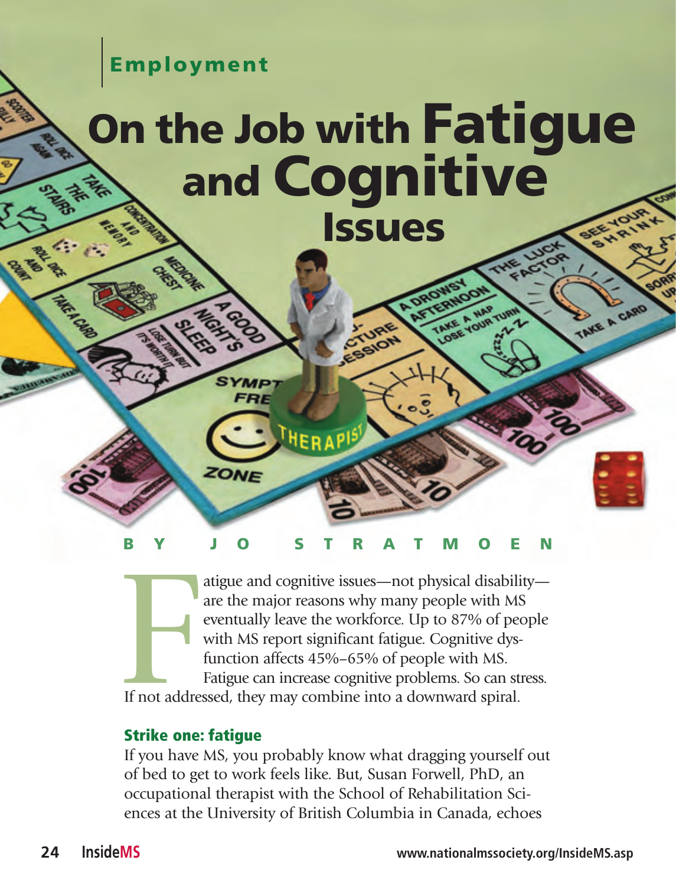Employment

# On the Job with Fatigue and Cognitive Issues

**BY JO STRATMOEN**

Fatigue and cognitive issues—not physical disability—are the major reasons why many people with MS eventually leave the workforce. Up to 87% of people with MS report significant fatigue. Cognitive dysfunction affects 45%–65% of people with MS. Fatigue can increase cognitive problems. So can stress. If not addressed, they may combine into a downward spiral.

## Strike one: fatigue

If you have MS, you probably know what dragging yourself out of bed to get to work feels like. But, Susan Forwell, PhD, an occupational therapist with the School of Rehabilitation Sciences at the University of British Columbia in Canada, echoes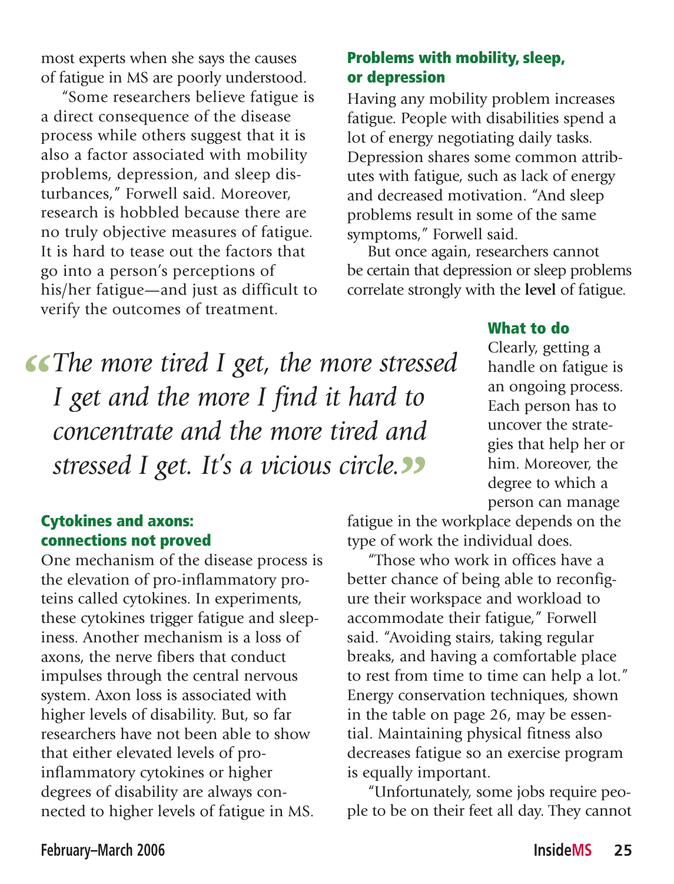most experts when she says the causes of fatigue in MS are poorly understood.

"Some researchers believe fatigue is a direct consequence of the disease process while others suggest that it is also a factor associated with mobility problems, depression, and sleep disturbances," Forwell said. Moreover, research is hobbled because there are no truly objective measures of fatigue. It is hard to tease out the factors that go into a person's perceptions of his/her fatigue—and just as difficult to verify the outcomes of treatment.

### Problems with mobility, sleep, or depression

Having any mobility problem increases fatigue. People with disabilities spend a lot of energy negotiating daily tasks. Depression shares some common attributes with fatigue, such as lack of energy and decreased motivation. "And sleep problems result in some of the same symptoms," Forwell said.

But once again, researchers cannot be certain that depression or sleep problems correlate strongly with the **level** of fatigue.

> *"The more tired I get, the more stressed I get and the more I find it hard to concentrate and the more tired and stressed I get. It's a vicious circle."*

### Cytokines and axons: connections not proved

One mechanism of the disease process is the elevation of pro-inflammatory proteins called cytokines. In experiments, these cytokines trigger fatigue and sleepiness. Another mechanism is a loss of axons, the nerve fibers that conduct impulses through the central nervous system. Axon loss is associated with higher levels of disability. But, so far researchers have not been able to show that either elevated levels of pro-inflammatory cytokines or higher degrees of disability are always connected to higher levels of fatigue in MS.

### What to do

Clearly, getting a handle on fatigue is an ongoing process. Each person has to uncover the strategies that help her or him. Moreover, the degree to which a person can manage fatigue in the workplace depends on the type of work the individual does.

"Those who work in offices have a better chance of being able to reconfigure their workspace and workload to accommodate their fatigue," Forwell said. "Avoiding stairs, taking regular breaks, and having a comfortable place to rest from time to time can help a lot." Energy conservation techniques, shown in the table on page 26, may be essential. Maintaining physical fitness also decreases fatigue so an exercise program is equally important.

"Unfortunately, some jobs require people to be on their feet all day. They cannot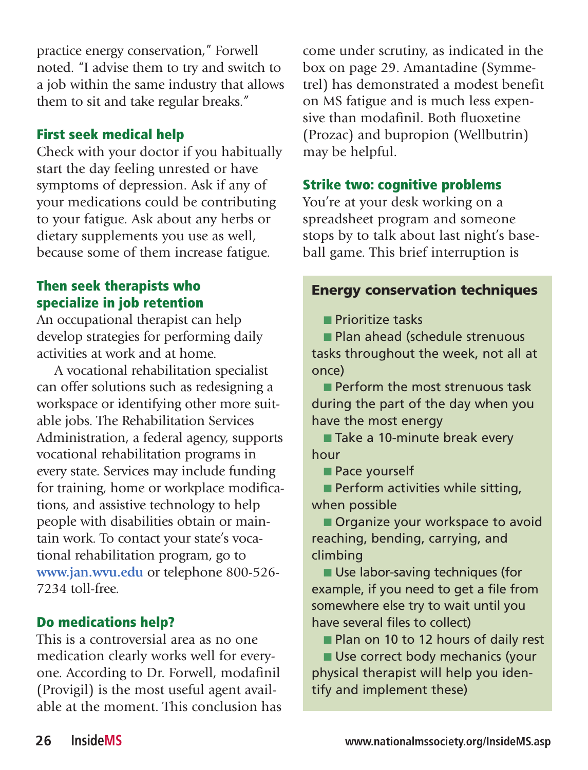practice energy conservation," Forwell noted. "I advise them to try and switch to a job within the same industry that allows them to sit and take regular breaks."

### First seek medical help

Check with your doctor if you habitually start the day feeling unrested or have symptoms of depression. Ask if any of your medications could be contributing to your fatigue. Ask about any herbs or dietary supplements you use as well, because some of them increase fatigue.

### Then seek therapists who specialize in job retention

An occupational therapist can help develop strategies for performing daily activities at work and at home.

A vocational rehabilitation specialist can offer solutions such as redesigning a workspace or identifying other more suitable jobs. The Rehabilitation Services Administration, a federal agency, supports vocational rehabilitation programs in every state. Services may include funding for training, home or workplace modifications, and assistive technology to help people with disabilities obtain or maintain work. To contact your state's vocational rehabilitation program, go to www.jan.wvu.edu or telephone 800-526-7234 toll-free.

### Do medications help?

This is a controversial area as no one medication clearly works well for everyone. According to Dr. Forwell, modafinil (Provigil) is the most useful agent available at the moment. This conclusion has come under scrutiny, as indicated in the box on page 29. Amantadine (Symmetrel) has demonstrated a modest benefit on MS fatigue and is much less expensive than modafinil. Both fluoxetine (Prozac) and bupropion (Wellbutrin) may be helpful.

### Strike two: cognitive problems

You're at your desk working on a spreadsheet program and someone stops by to talk about last night's baseball game. This brief interruption is

#### Energy conservation techniques

- Prioritize tasks
- Plan ahead (schedule strenuous tasks throughout the week, not all at once)
- Perform the most strenuous task during the part of the day when you have the most energy
- Take a 10-minute break every hour
- Pace yourself
- Perform activities while sitting, when possible
- Organize your workspace to avoid reaching, bending, carrying, and climbing
- Use labor-saving techniques (for example, if you need to get a file from somewhere else try to wait until you have several files to collect)
- Plan on 10 to 12 hours of daily rest
- Use correct body mechanics (your physical therapist will help you identify and implement these)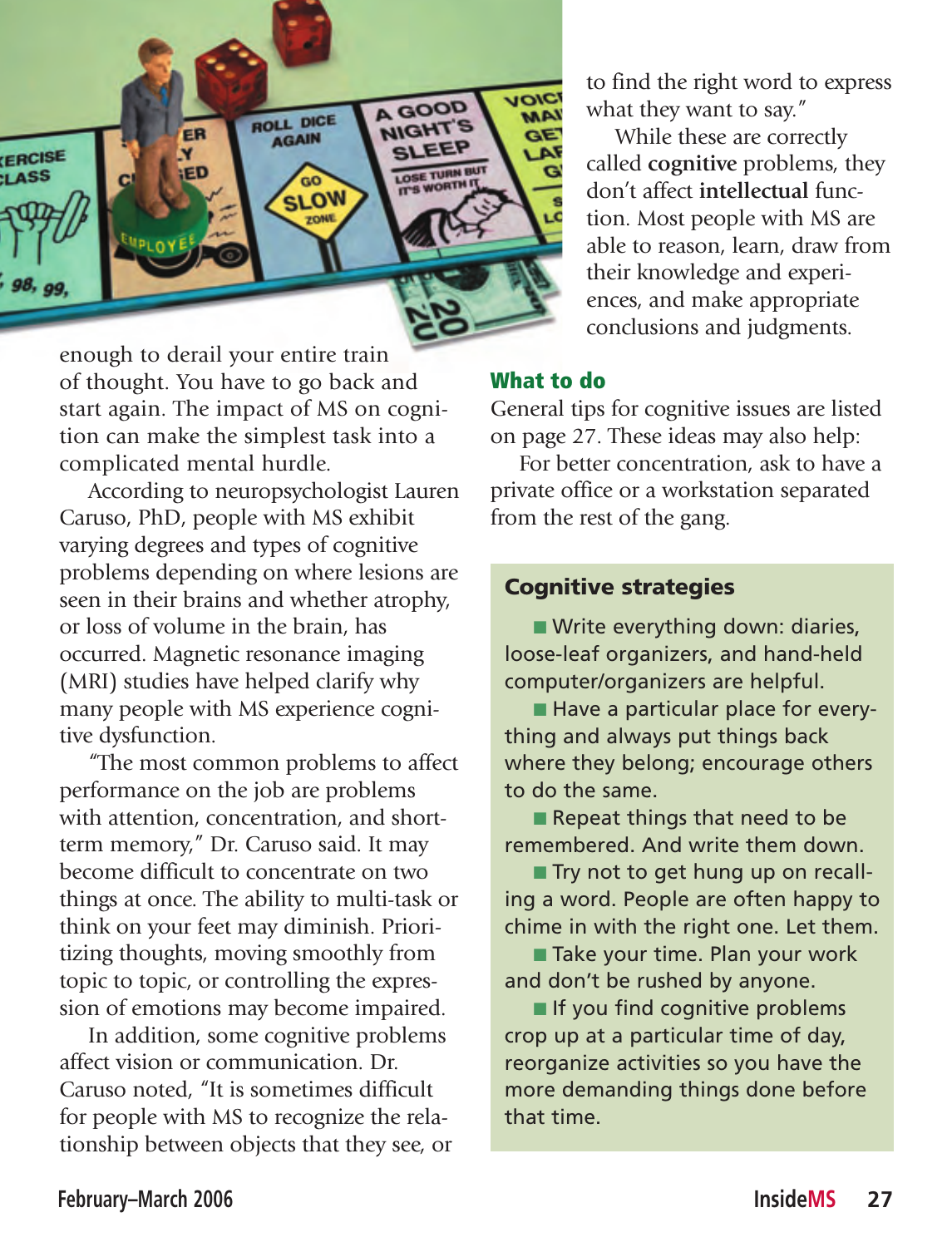enough to derail your entire train of thought. You have to go back and start again. The impact of MS on cognition can make the simplest task into a complicated mental hurdle.

According to neuropsychologist Lauren Caruso, PhD, people with MS exhibit varying degrees and types of cognitive problems depending on where lesions are seen in their brains and whether atrophy, or loss of volume in the brain, has occurred. Magnetic resonance imaging (MRI) studies have helped clarify why many people with MS experience cognitive dysfunction.

"The most common problems to affect performance on the job are problems with attention, concentration, and short-term memory," Dr. Caruso said. It may become difficult to concentrate on two things at once. The ability to multi-task or think on your feet may diminish. Prioritizing thoughts, moving smoothly from topic to topic, or controlling the expression of emotions may become impaired.

In addition, some cognitive problems affect vision or communication. Dr. Caruso noted, "It is sometimes difficult for people with MS to recognize the relationship between objects that they see, or to find the right word to express what they want to say."

While these are correctly called **cognitive** problems, they don't affect **intellectual** function. Most people with MS are able to reason, learn, draw from their knowledge and experiences, and make appropriate conclusions and judgments.

### What to do

General tips for cognitive issues are listed on page 27. These ideas may also help:

For better concentration, ask to have a private office or a workstation separated from the rest of the gang.

#### Cognitive strategies

- Write everything down: diaries, loose-leaf organizers, and hand-held computer/organizers are helpful.
- Have a particular place for everything and always put things back where they belong; encourage others to do the same.
- Repeat things that need to be remembered. And write them down.
- Try not to get hung up on recalling a word. People are often happy to chime in with the right one. Let them.
- Take your time. Plan your work and don't be rushed by anyone.
- If you find cognitive problems crop up at a particular time of day, reorganize activities so you have the more demanding things done before that time.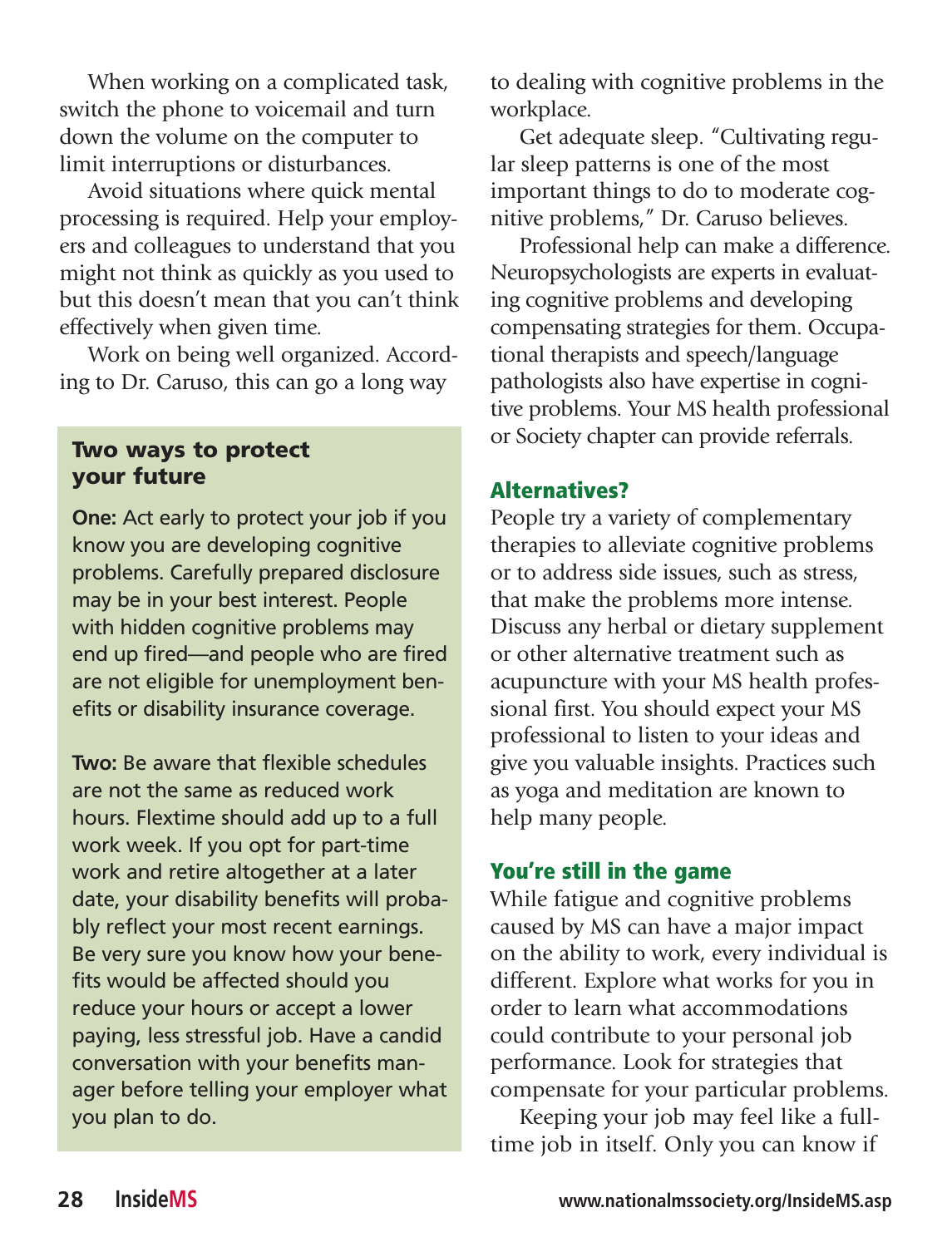When working on a complicated task, switch the phone to voicemail and turn down the volume on the computer to limit interruptions or disturbances.

Avoid situations where quick mental processing is required. Help your employers and colleagues to understand that you might not think as quickly as you used to but this doesn't mean that you can't think effectively when given time.

Work on being well organized. According to Dr. Caruso, this can go a long way to dealing with cognitive problems in the workplace.

Get adequate sleep. "Cultivating regular sleep patterns is one of the most important things to do to moderate cognitive problems," Dr. Caruso believes.

Professional help can make a difference. Neuropsychologists are experts in evaluating cognitive problems and developing compensating strategies for them. Occupational therapists and speech/language pathologists also have expertise in cognitive problems. Your MS health professional or Society chapter can provide referrals.

### Two ways to protect your future

**One:** Act early to protect your job if you know you are developing cognitive problems. Carefully prepared disclosure may be in your best interest. People with hidden cognitive problems may end up fired—and people who are fired are not eligible for unemployment benefits or disability insurance coverage.

**Two:** Be aware that flexible schedules are not the same as reduced work hours. Flextime should add up to a full work week. If you opt for part-time work and retire altogether at a later date, your disability benefits will probably reflect your most recent earnings. Be very sure you know how your benefits would be affected should you reduce your hours or accept a lower paying, less stressful job. Have a candid conversation with your benefits manager before telling your employer what you plan to do.

## Alternatives?

People try a variety of complementary therapies to alleviate cognitive problems or to address side issues, such as stress, that make the problems more intense. Discuss any herbal or dietary supplement or other alternative treatment such as acupuncture with your MS health professional first. You should expect your MS professional to listen to your ideas and give you valuable insights. Practices such as yoga and meditation are known to help many people.

## You're still in the game

While fatigue and cognitive problems caused by MS can have a major impact on the ability to work, every individual is different. Explore what works for you in order to learn what accommodations could contribute to your personal job performance. Look for strategies that compensate for your particular problems.

Keeping your job may feel like a full-time job in itself. Only you can know if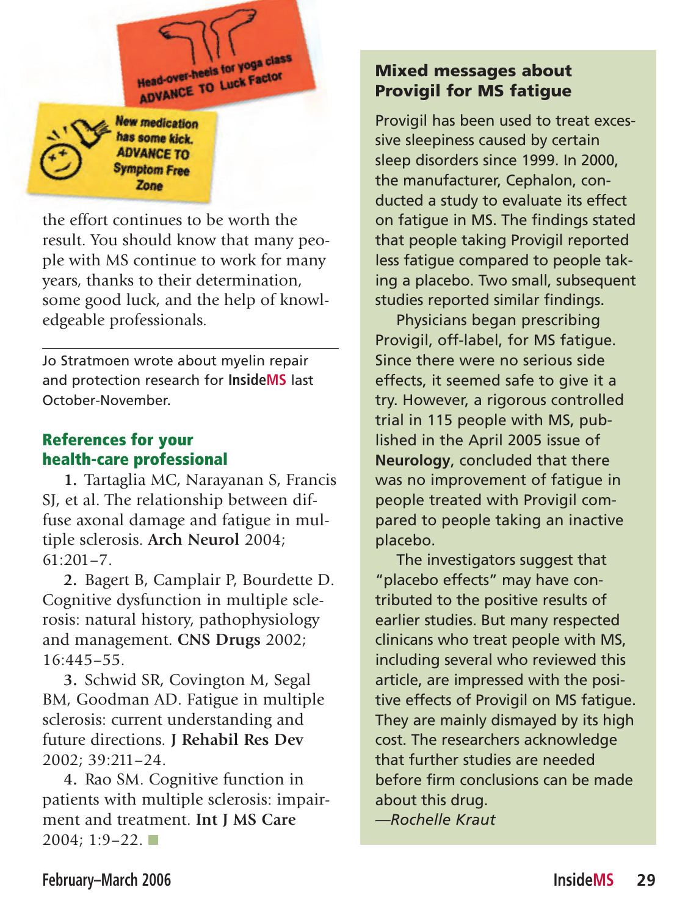the effort continues to be worth the result. You should know that many people with MS continue to work for many years, thanks to their determination, some good luck, and the help of knowledgeable professionals.

---

Jo Stratmoen wrote about myelin repair and protection research for **InsideMS** last October-November.

## References for your health-care professional

**1.** Tartaglia MC, Narayanan S, Francis SJ, et al. The relationship between diffuse axonal damage and fatigue in multiple sclerosis. **Arch Neurol** 2004; 61:201–7.

**2.** Bagert B, Camplair P, Bourdette D. Cognitive dysfunction in multiple sclerosis: natural history, pathophysiology and management. **CNS Drugs** 2002; 16:445–55.

**3.** Schwid SR, Covington M, Segal BM, Goodman AD. Fatigue in multiple sclerosis: current understanding and future directions. **J Rehabil Res Dev** 2002; 39:211–24.

**4.** Rao SM. Cognitive function in patients with multiple sclerosis: impairment and treatment. **Int J MS Care** 2004; 1:9–22.

## Mixed messages about Provigil for MS fatigue

Provigil has been used to treat excessive sleepiness caused by certain sleep disorders since 1999. In 2000, the manufacturer, Cephalon, conducted a study to evaluate its effect on fatigue in MS. The findings stated that people taking Provigil reported less fatigue compared to people taking a placebo. Two small, subsequent studies reported similar findings.

Physicians began prescribing Provigil, off-label, for MS fatigue. Since there were no serious side effects, it seemed safe to give it a try. However, a rigorous controlled trial in 115 people with MS, published in the April 2005 issue of **Neurology**, concluded that there was no improvement of fatigue in people treated with Provigil compared to people taking an inactive placebo.

The investigators suggest that "placebo effects" may have contributed to the positive results of earlier studies. But many respected clinicans who treat people with MS, including several who reviewed this article, are impressed with the positive effects of Provigil on MS fatigue. They are mainly dismayed by its high cost. The researchers acknowledge that further studies are needed before firm conclusions can be made about this drug.

*—Rochelle Kraut*